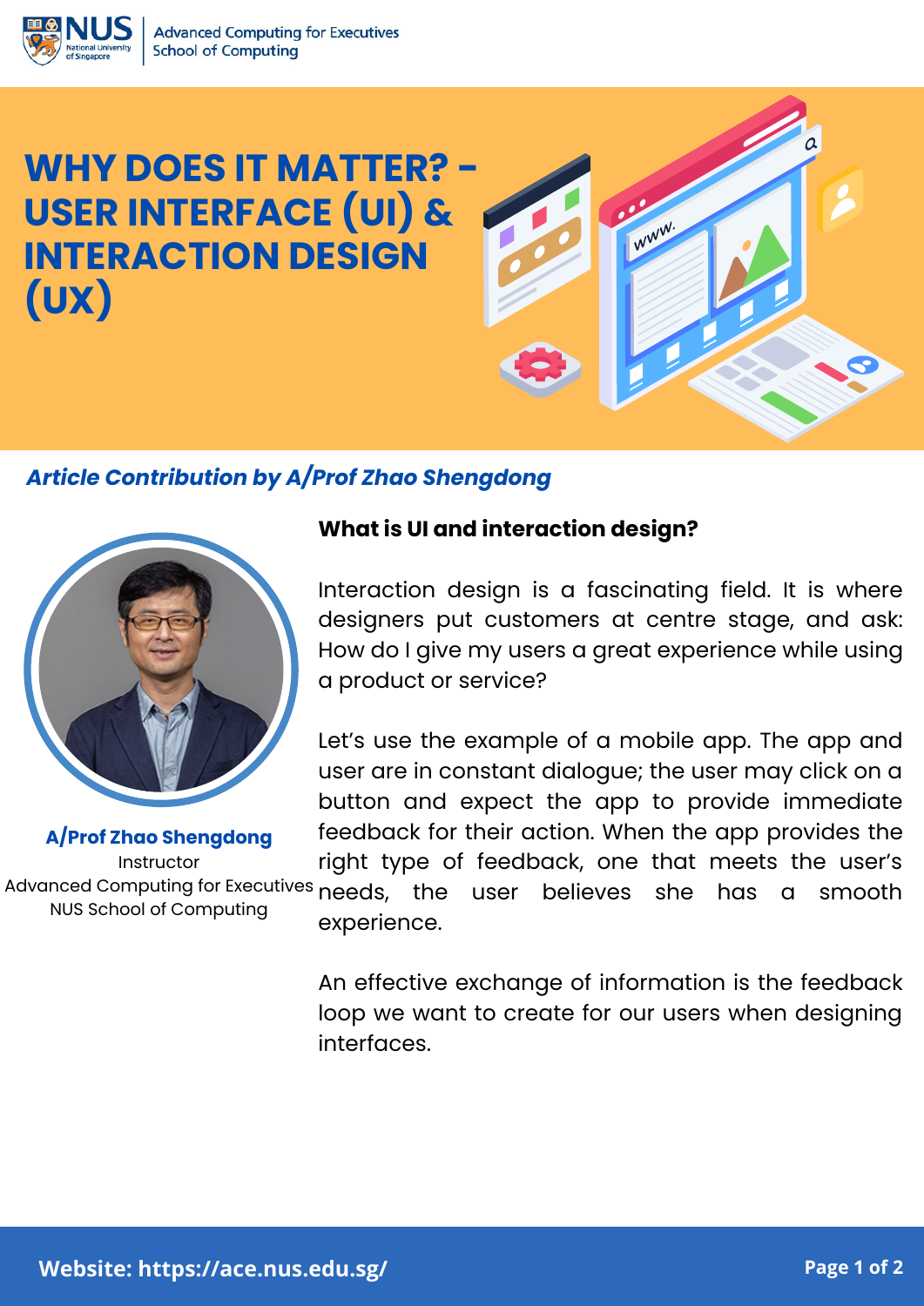Advanced Computing for Executives
School of Computing

# WHY DOES IT MATTER? - USER INTERFACE (UI) & INTERACTION DESIGN (UX)

***Article Contribution by A/Prof Zhao Shengdong***

**A/Prof Zhao Shengdong**
Instructor
Advanced Computing for Executives
NUS School of Computing

## What is UI and interaction design?

Interaction design is a fascinating field. It is where designers put customers at centre stage, and ask: How do I give my users a great experience while using a product or service?

Let's use the example of a mobile app. The app and user are in constant dialogue; the user may click on a button and expect the app to provide immediate feedback for their action. When the app provides the right type of feedback, one that meets the user's needs, the user believes she has a smooth experience.

An effective exchange of information is the feedback loop we want to create for our users when designing interfaces.

Website: https://ace.nus.edu.sg/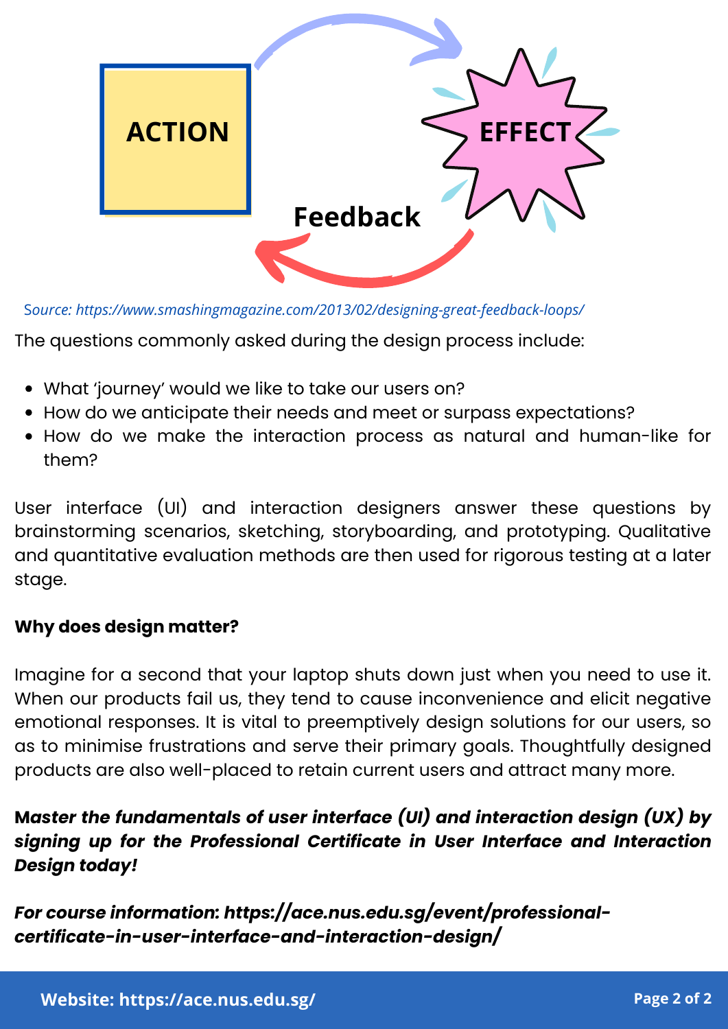ACTION

EFFECT

Feedback

*Source: https://www.smashingmagazine.com/2013/02/designing-great-feedback-loops/*

The questions commonly asked during the design process include:

- What 'journey' would we like to take our users on?
- How do we anticipate their needs and meet or surpass expectations?
- How do we make the interaction process as natural and human-like for them?

User interface (UI) and interaction designers answer these questions by brainstorming scenarios, sketching, storyboarding, and prototyping. Qualitative and quantitative evaluation methods are then used for rigorous testing at a later stage.

**Why does design matter?**

Imagine for a second that your laptop shuts down just when you need to use it. When our products fail us, they tend to cause inconvenience and elicit negative emotional responses. It is vital to preemptively design solutions for our users, so as to minimise frustrations and serve their primary goals. Thoughtfully designed products are also well-placed to retain current users and attract many more.

***Master the fundamentals of user interface (UI) and interaction design (UX) by signing up for the Professional Certificate in User Interface and Interaction Design today!***

***For course information: https://ace.nus.edu.sg/event/professional-certificate-in-user-interface-and-interaction-design/***

**Website: https://ace.nus.edu.sg/**